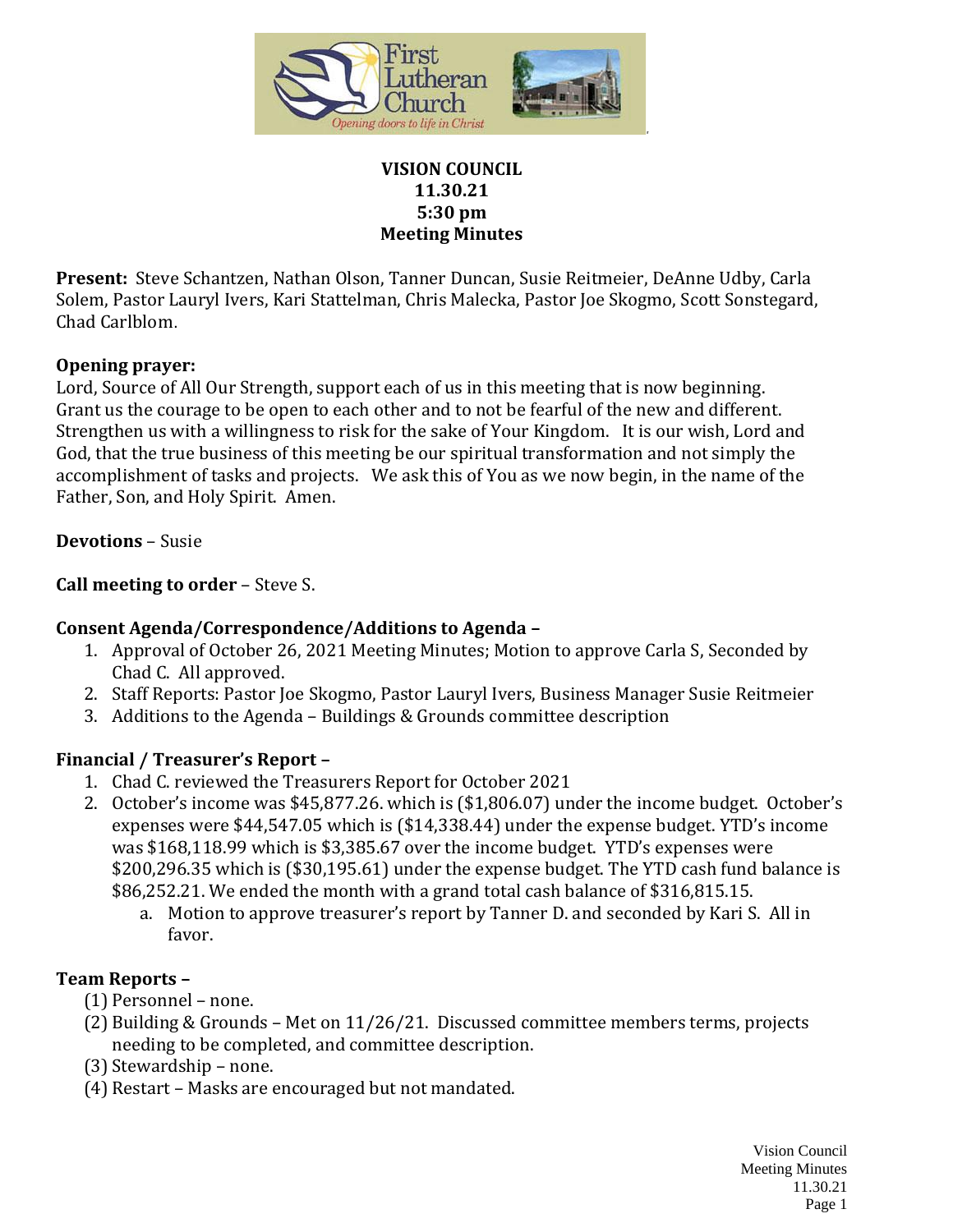First Lutheran Church

*Opening doors to life in Christ*

**VISION COUNCIL**
**11.30.21**
**5:30 pm**
**Meeting Minutes**

**Present:** Steve Schantzen, Nathan Olson, Tanner Duncan, Susie Reitmeier, DeAnne Udby, Carla Solem, Pastor Lauryl Ivers, Kari Stattelman, Chris Malecka, Pastor Joe Skogmo, Scott Sonstegard, Chad Carlblom.

**Opening prayer:**
Lord, Source of All Our Strength, support each of us in this meeting that is now beginning. Grant us the courage to be open to each other and to not be fearful of the new and different. Strengthen us with a willingness to risk for the sake of Your Kingdom. It is our wish, Lord and God, that the true business of this meeting be our spiritual transformation and not simply the accomplishment of tasks and projects. We ask this of You as we now begin, in the name of the Father, Son, and Holy Spirit. Amen.

**Devotions** – Susie

**Call meeting to order** – Steve S.

**Consent Agenda/Correspondence/Additions to Agenda –**

1. Approval of October 26, 2021 Meeting Minutes; Motion to approve Carla S, Seconded by Chad C. All approved.
2. Staff Reports: Pastor Joe Skogmo, Pastor Lauryl Ivers, Business Manager Susie Reitmeier
3. Additions to the Agenda – Buildings & Grounds committee description

**Financial / Treasurer's Report –**

1. Chad C. reviewed the Treasurers Report for October 2021
2. October's income was $45,877.26. which is ($1,806.07) under the income budget. October's expenses were $44,547.05 which is ($14,338.44) under the expense budget. YTD's income was $168,118.99 which is $3,385.67 over the income budget. YTD's expenses were $200,296.35 which is ($30,195.61) under the expense budget. The YTD cash fund balance is $86,252.21. We ended the month with a grand total cash balance of $316,815.15.
   a. Motion to approve treasurer's report by Tanner D. and seconded by Kari S. All in favor.

**Team Reports –**

(1) Personnel – none.
(2) Building & Grounds – Met on 11/26/21. Discussed committee members terms, projects needing to be completed, and committee description.
(3) Stewardship – none.
(4) Restart – Masks are encouraged but not mandated.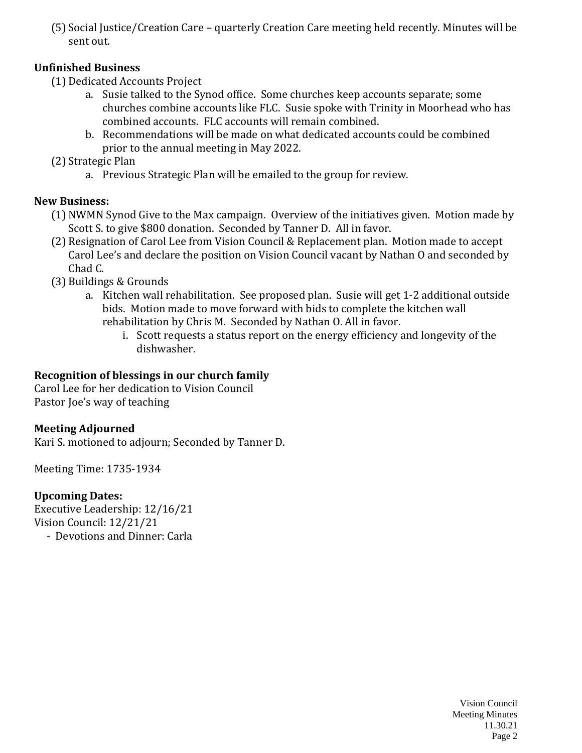(5) Social Justice/Creation Care – quarterly Creation Care meeting held recently. Minutes will be sent out.

**Unfinished Business**

(1) Dedicated Accounts Project
   a. Susie talked to the Synod office. Some churches keep accounts separate; some churches combine accounts like FLC. Susie spoke with Trinity in Moorhead who has combined accounts. FLC accounts will remain combined.
   b. Recommendations will be made on what dedicated accounts could be combined prior to the annual meeting in May 2022.

(2) Strategic Plan
   a. Previous Strategic Plan will be emailed to the group for review.

**New Business:**

(1) NWMN Synod Give to the Max campaign. Overview of the initiatives given. Motion made by Scott S. to give $800 donation. Seconded by Tanner D. All in favor.

(2) Resignation of Carol Lee from Vision Council & Replacement plan. Motion made to accept Carol Lee's and declare the position on Vision Council vacant by Nathan O and seconded by Chad C.

(3) Buildings & Grounds
   a. Kitchen wall rehabilitation. See proposed plan. Susie will get 1-2 additional outside bids. Motion made to move forward with bids to complete the kitchen wall rehabilitation by Chris M. Seconded by Nathan O. All in favor.
      i. Scott requests a status report on the energy efficiency and longevity of the dishwasher.

**Recognition of blessings in our church family**

Carol Lee for her dedication to Vision Council
Pastor Joe's way of teaching

**Meeting Adjourned**

Kari S. motioned to adjourn; Seconded by Tanner D.

Meeting Time: 1735-1934

**Upcoming Dates:**

Executive Leadership: 12/16/21
Vision Council: 12/21/21
- Devotions and Dinner: Carla